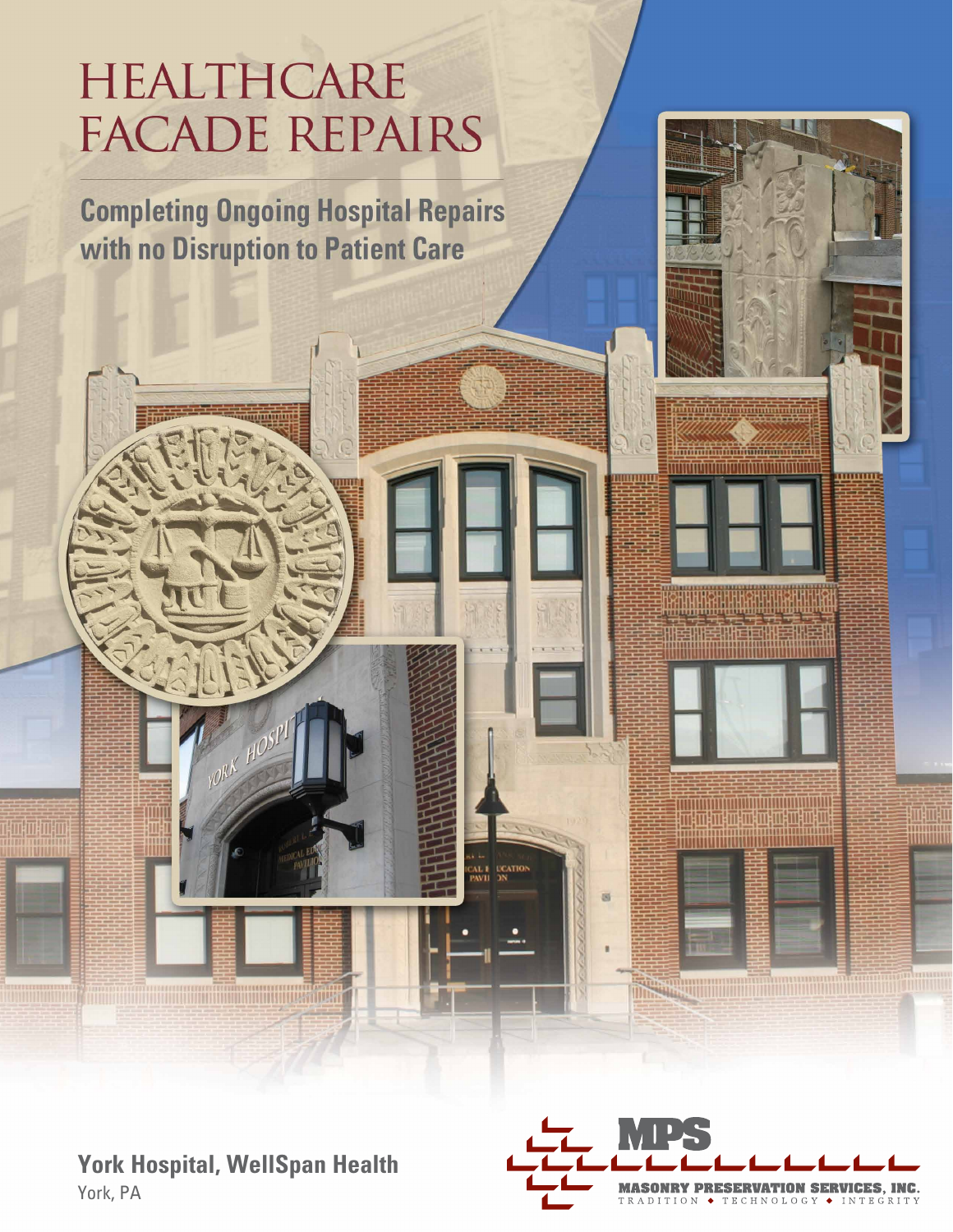# HEALTHCARE FACADE REPAIRS

## Completing Ongoing Hospital Repairs with no Disruption to Patient Care

**York Hospital, WellSpan Health**
York, PA

**MPS**
**MASONRY PRESERVATION SERVICES, INC.**
TRADITION ◆ TECHNOLOGY ◆ INTEGRITY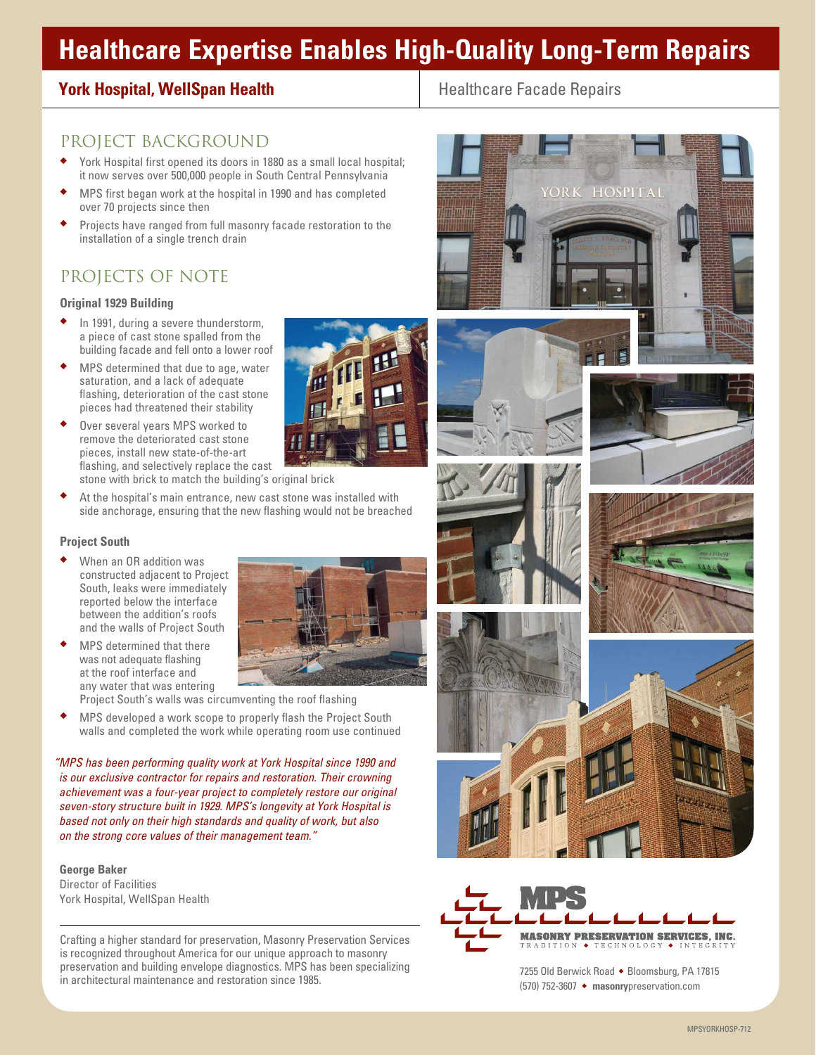# Healthcare Expertise Enables High-Quality Long-Term Repairs

**York Hospital, WellSpan Health** | Healthcare Facade Repairs

## PROJECT BACKGROUND

- York Hospital first opened its doors in 1880 as a small local hospital; it now serves over 500,000 people in South Central Pennsylvania
- MPS first began work at the hospital in 1990 and has completed over 70 projects since then
- Projects have ranged from full masonry facade restoration to the installation of a single trench drain

## PROJECTS OF NOTE

**Original 1929 Building**

- In 1991, during a severe thunderstorm, a piece of cast stone spalled from the building facade and fell onto a lower roof
- MPS determined that due to age, water saturation, and a lack of adequate flashing, deterioration of the cast stone pieces had threatened their stability
- Over several years MPS worked to remove the deteriorated cast stone pieces, install new state-of-the-art flashing, and selectively replace the cast stone with brick to match the building's original brick
- At the hospital's main entrance, new cast stone was installed with side anchorage, ensuring that the new flashing would not be breached

**Project South**

- When an OR addition was constructed adjacent to Project South, leaks were immediately reported below the interface between the addition's roofs and the walls of Project South
- MPS determined that there was not adequate flashing at the roof interface and any water that was entering Project South's walls was circumventing the roof flashing
- MPS developed a work scope to properly flash the Project South walls and completed the work while operating room use continued

*"MPS has been performing quality work at York Hospital since 1990 and is our exclusive contractor for repairs and restoration. Their crowning achievement was a four-year project to completely restore our original seven-story structure built in 1929. MPS's longevity at York Hospital is based not only on their high standards and quality of work, but also on the strong core values of their management team."*

**George Baker**
Director of Facilities
York Hospital, WellSpan Health

---

Crafting a higher standard for preservation, Masonry Preservation Services is recognized throughout America for our unique approach to masonry preservation and building envelope diagnostics. MPS has been specializing in architectural maintenance and restoration since 1985.

**MPS**
**MASONRY PRESERVATION SERVICES, INC.**
TRADITION ◆ TECHNOLOGY ◆ INTEGRITY

7255 Old Berwick Road ◆ Bloomsburg, PA 17815
(570) 752-3607 ◆ **masonry**preservation.com

MPSYORKHOSP-712